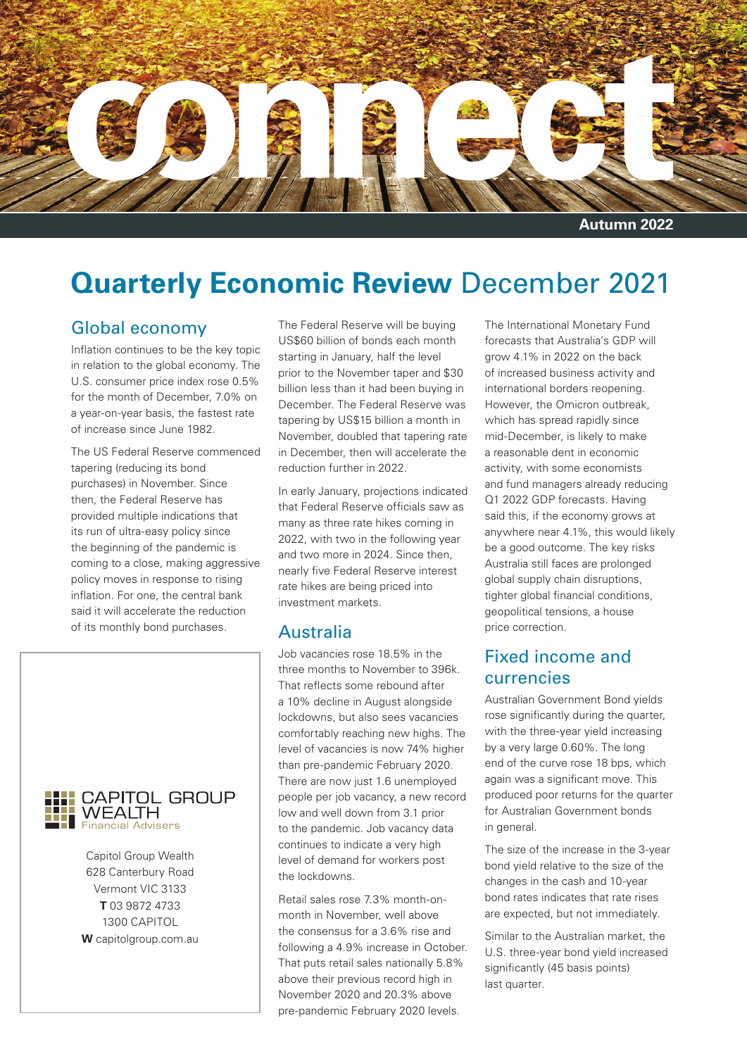# connect

Autumn 2022

# **Quarterly Economic Review** December 2021

## Global economy

Inflation continues to be the key topic in relation to the global economy. The U.S. consumer price index rose 0.5% for the month of December, 7.0% on a year-on-year basis, the fastest rate of increase since June 1982.

The US Federal Reserve commenced tapering (reducing its bond purchases) in November. Since then, the Federal Reserve has provided multiple indications that its run of ultra-easy policy since the beginning of the pandemic is coming to a close, making aggressive policy moves in response to rising inflation. For one, the central bank said it will accelerate the reduction of its monthly bond purchases.

The Federal Reserve will be buying US$60 billion of bonds each month starting in January, half the level prior to the November taper and $30 billion less than it had been buying in December. The Federal Reserve was tapering by US$15 billion a month in November, doubled that tapering rate in December, then will accelerate the reduction further in 2022.

In early January, projections indicated that Federal Reserve officials saw as many as three rate hikes coming in 2022, with two in the following year and two more in 2024. Since then, nearly five Federal Reserve interest rate hikes are being priced into investment markets.

## Australia

Job vacancies rose 18.5% in the three months to November to 396k. That reflects some rebound after a 10% decline in August alongside lockdowns, but also sees vacancies comfortably reaching new highs. The level of vacancies is now 74% higher than pre-pandemic February 2020. There are now just 1.6 unemployed people per job vacancy, a new record low and well down from 3.1 prior to the pandemic. Job vacancy data continues to indicate a very high level of demand for workers post the lockdowns.

Retail sales rose 7.3% month-on-month in November, well above the consensus for a 3.6% rise and following a 4.9% increase in October. That puts retail sales nationally 5.8% above their previous record high in November 2020 and 20.3% above pre-pandemic February 2020 levels.

The International Monetary Fund forecasts that Australia's GDP will grow 4.1% in 2022 on the back of increased business activity and international borders reopening. However, the Omicron outbreak, which has spread rapidly since mid-December, is likely to make a reasonable dent in economic activity, with some economists and fund managers already reducing Q1 2022 GDP forecasts. Having said this, if the economy grows at anywhere near 4.1%, this would likely be a good outcome. The key risks Australia still faces are prolonged global supply chain disruptions, tighter global financial conditions, geopolitical tensions, a house price correction.

## Fixed income and currencies

Australian Government Bond yields rose significantly during the quarter, with the three-year yield increasing by a very large 0.60%. The long end of the curve rose 18 bps, which again was a significant move. This produced poor returns for the quarter for Australian Government bonds in general.

The size of the increase in the 3-year bond yield relative to the size of the changes in the cash and 10-year bond rates indicates that rate rises are expected, but not immediately.

Similar to the Australian market, the U.S. three-year bond yield increased significantly (45 basis points) last quarter.

---

CAPITOL GROUP WEALTH
Financial Advisers

Capitol Group Wealth
628 Canterbury Road
Vermont VIC 3133
**T** 03 9872 4733
1300 CAPITOL
**W** capitolgroup.com.au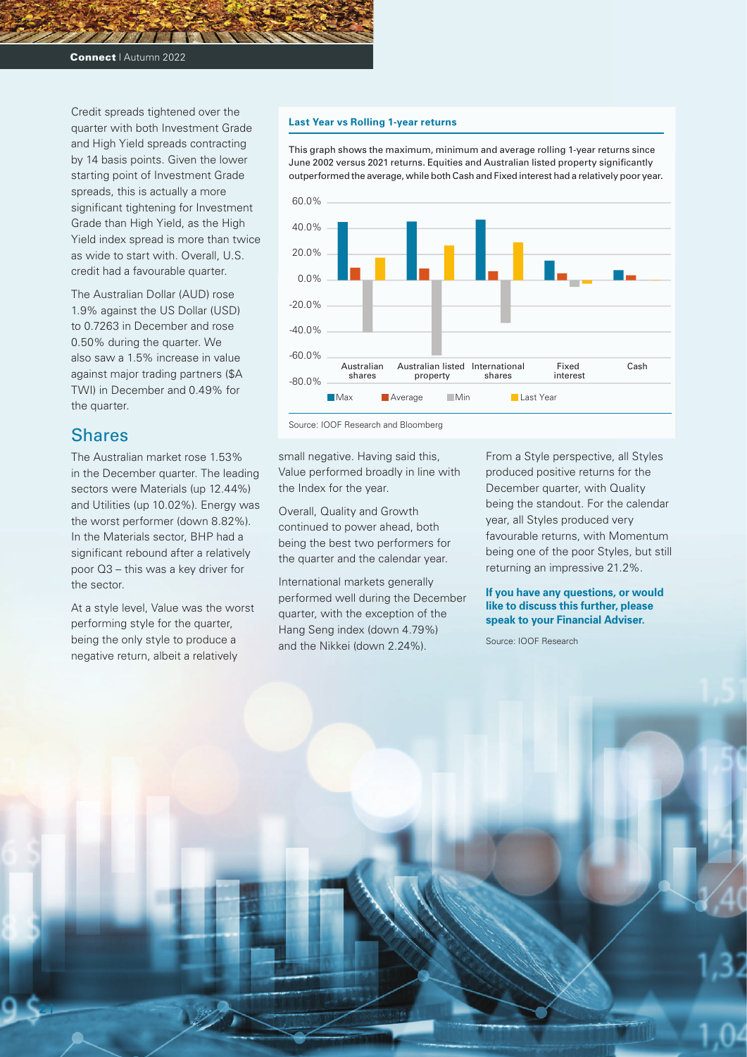Credit spreads tightened over the quarter with both Investment Grade and High Yield spreads contracting by 14 basis points. Given the lower starting point of Investment Grade spreads, this is actually a more significant tightening for Investment Grade than High Yield, as the High Yield index spread is more than twice as wide to start with. Overall, U.S. credit had a favourable quarter.

The Australian Dollar (AUD) rose 1.9% against the US Dollar (USD) to 0.7263 in December and rose 0.50% during the quarter. We also saw a 1.5% increase in value against major trading partners ($A TWI) in December and 0.49% for the quarter.

## Shares

The Australian market rose 1.53% in the December quarter. The leading sectors were Materials (up 12.44%) and Utilities (up 10.02%). Energy was the worst performer (down 8.82%). In the Materials sector, BHP had a significant rebound after a relatively poor Q3 – this was a key driver for the sector.

At a style level, Value was the worst performing style for the quarter, being the only style to produce a negative return, albeit a relatively small negative. Having said this, Value performed broadly in line with the Index for the year.

Overall, Quality and Growth continued to power ahead, both being the best two performers for the quarter and the calendar year.

International markets generally performed well during the December quarter, with the exception of the Hang Seng index (down 4.79%) and the Nikkei (down 2.24%).

From a Style perspective, all Styles produced positive returns for the December quarter, with Quality being the standout. For the calendar year, all Styles produced very favourable returns, with Momentum being one of the poor Styles, but still returning an impressive 21.2%.

**If you have any questions, or would like to discuss this further, please speak to your Financial Adviser.**

Source: IOOF Research

**Last Year vs Rolling 1-year returns**

This graph shows the maximum, minimum and average rolling 1-year returns since June 2002 versus 2021 returns. Equities and Australian listed property significantly outperformed the average, while both Cash and Fixed interest had a relatively poor year.

Source: IOOF Research and Bloomberg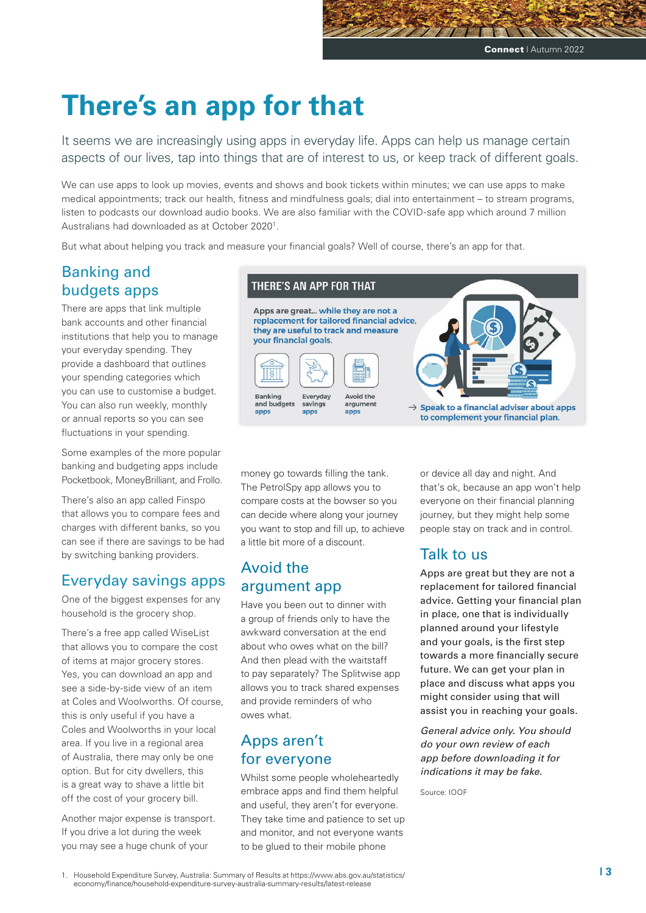# There's an app for that

It seems we are increasingly using apps in everyday life. Apps can help us manage certain aspects of our lives, tap into things that are of interest to us, or keep track of different goals.

We can use apps to look up movies, events and shows and book tickets within minutes; we can use apps to make medical appointments; track our health, fitness and mindfulness goals; dial into entertainment – to stream programs, listen to podcasts our download audio books. We are also familiar with the COVID-safe app which around 7 million Australians had downloaded as at October 2020[1].

But what about helping you track and measure your financial goals? Well of course, there's an app for that.

## Banking and budgets apps

There are apps that link multiple bank accounts and other financial institutions that help you to manage your everyday spending. They provide a dashboard that outlines your spending categories which you can use to customise a budget. You can also run weekly, monthly or annual reports so you can see fluctuations in your spending.

Some examples of the more popular banking and budgeting apps include Pocketbook, MoneyBrilliant, and Frollo.

There's also an app called Finspo that allows you to compare fees and charges with different banks, so you can see if there are savings to be had by switching banking providers.

**THERE'S AN APP FOR THAT**

**Apps are great... while they are not a replacement for tailored financial advice, they are useful to track and measure your financial goals.**

Banking and budgets apps | Everyday savings apps | Avoid the argument apps

→ **Speak to a financial adviser about apps to complement your financial plan.**

## Everyday savings apps

One of the biggest expenses for any household is the grocery shop.

There's a free app called WiseList that allows you to compare the cost of items at major grocery stores. Yes, you can download an app and see a side-by-side view of an item at Coles and Woolworths. Of course, this is only useful if you have a Coles and Woolworths in your local area. If you live in a regional area of Australia, there may only be one option. But for city dwellers, this is a great way to shave a little bit off the cost of your grocery bill.

Another major expense is transport. If you drive a lot during the week you may see a huge chunk of your money go towards filling the tank. The PetrolSpy app allows you to compare costs at the bowser so you can decide where along your journey you want to stop and fill up, to achieve a little bit more of a discount.

## Avoid the argument app

Have you been out to dinner with a group of friends only to have the awkward conversation at the end about who owes what on the bill? And then plead with the waitstaff to pay separately? The Splitwise app allows you to track shared expenses and provide reminders of who owes what.

## Apps aren't for everyone

Whilst some people wholeheartedly embrace apps and find them helpful and useful, they aren't for everyone. They take time and patience to set up and monitor, and not everyone wants to be glued to their mobile phone or device all day and night. And that's ok, because an app won't help everyone on their financial planning journey, but they might help some people stay on track and in control.

## Talk to us

Apps are great but they are not a replacement for tailored financial advice. Getting your financial plan in place, one that is individually planned around your lifestyle and your goals, is the first step towards a more financially secure future. We can get your plan in place and discuss what apps you might consider using that will assist you in reaching your goals.

*General advice only. You should do your own review of each app before downloading it for indications it may be fake.*

Source: IOOF

1. Household Expenditure Survey, Australia: Summary of Results at https://www.abs.gov.au/statistics/economy/finance/household-expenditure-survey-australia-summary-results/latest-release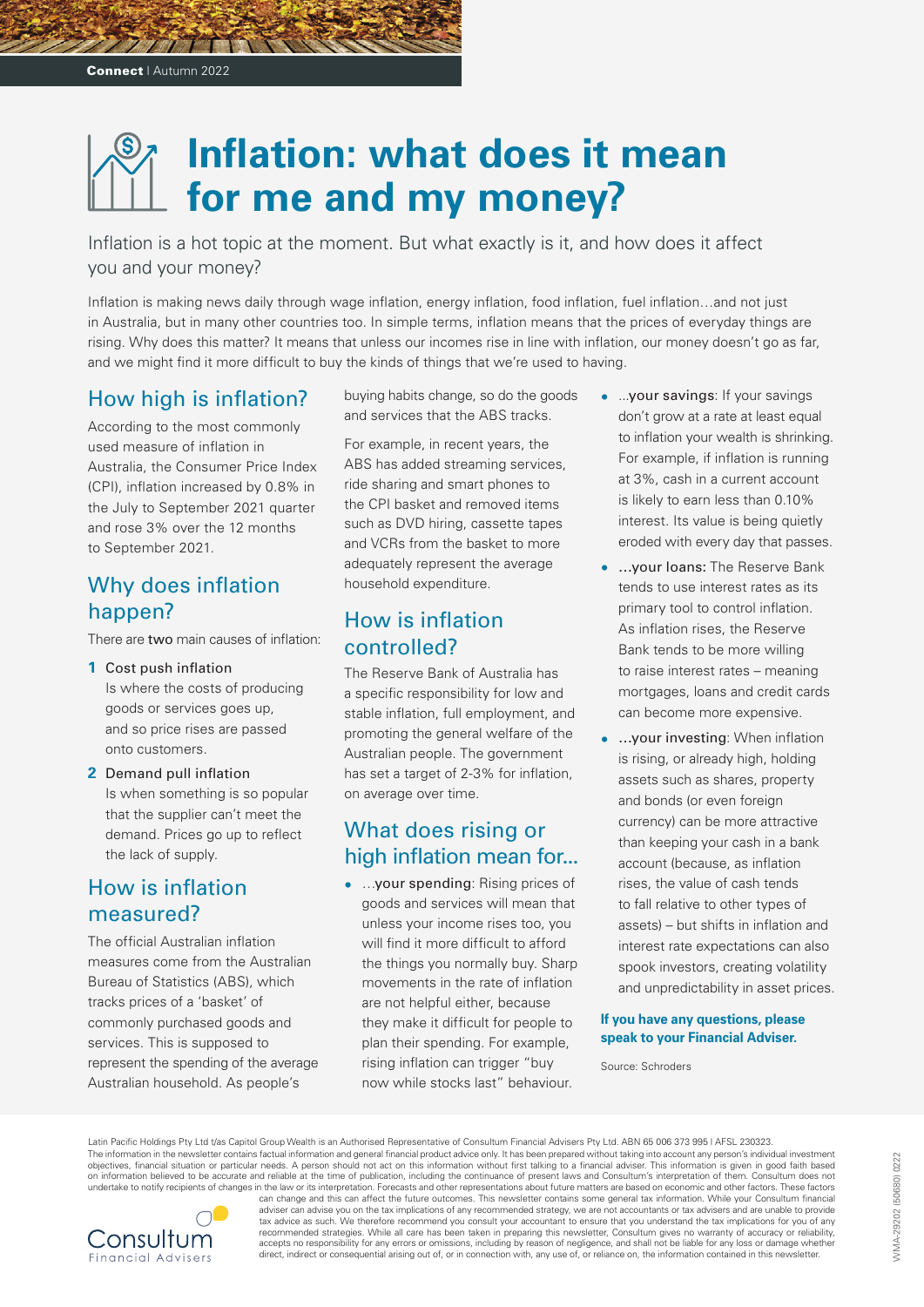# Inflation: what does it mean for me and my money?

Inflation is a hot topic at the moment. But what exactly is it, and how does it affect you and your money?

Inflation is making news daily through wage inflation, energy inflation, food inflation, fuel inflation…and not just in Australia, but in many other countries too. In simple terms, inflation means that the prices of everyday things are rising. Why does this matter? It means that unless our incomes rise in line with inflation, our money doesn't go as far, and we might find it more difficult to buy the kinds of things that we're used to having.

## How high is inflation?

According to the most commonly used measure of inflation in Australia, the Consumer Price Index (CPI), inflation increased by 0.8% in the July to September 2021 quarter and rose 3% over the 12 months to September 2021.

## Why does inflation happen?

There are two main causes of inflation:

1. Cost push inflation
   Is where the costs of producing goods or services goes up, and so price rises are passed onto customers.
2. Demand pull inflation
   Is when something is so popular that the supplier can't meet the demand. Prices go up to reflect the lack of supply.

## How is inflation measured?

The official Australian inflation measures come from the Australian Bureau of Statistics (ABS), which tracks prices of a 'basket' of commonly purchased goods and services. This is supposed to represent the spending of the average Australian household. As people's buying habits change, so do the goods and services that the ABS tracks.

For example, in recent years, the ABS has added streaming services, ride sharing and smart phones to the CPI basket and removed items such as DVD hiring, cassette tapes and VCRs from the basket to more adequately represent the average household expenditure.

## How is inflation controlled?

The Reserve Bank of Australia has a specific responsibility for low and stable inflation, full employment, and promoting the general welfare of the Australian people. The government has set a target of 2-3% for inflation, on average over time.

## What does rising or high inflation mean for...

- …your spending: Rising prices of goods and services will mean that unless your income rises too, you will find it more difficult to afford the things you normally buy. Sharp movements in the rate of inflation are not helpful either, because they make it difficult for people to plan their spending. For example, rising inflation can trigger "buy now while stocks last" behaviour.
- …your savings: If your savings don't grow at a rate at least equal to inflation your wealth is shrinking. For example, if inflation is running at 3%, cash in a current account is likely to earn less than 0.10% interest. Its value is being quietly eroded with every day that passes.
- …your loans: The Reserve Bank tends to use interest rates as its primary tool to control inflation. As inflation rises, the Reserve Bank tends to be more willing to raise interest rates – meaning mortgages, loans and credit cards can become more expensive.
- …your investing: When inflation is rising, or already high, holding assets such as shares, property and bonds (or even foreign currency) can be more attractive than keeping your cash in a bank account (because, as inflation rises, the value of cash tends to fall relative to other types of assets) – but shifts in inflation and interest rate expectations can also spook investors, creating volatility and unpredictability in asset prices.

**If you have any questions, please speak to your Financial Adviser.**

Source: Schroders

Latin Pacific Holdings Pty Ltd t/as Capitol Group Wealth is an Authorised Representative of Consultum Financial Advisers Pty Ltd. ABN 65 006 373 995 | AFSL 230323.
The information in the newsletter contains factual information and general financial product advice only. It has been prepared without taking into account any person's individual investment objectives, financial situation or particular needs. A person should not act on this information without first talking to a financial adviser. This information is given in good faith based on information believed to be accurate and reliable at the time of publication, including the continuance of present laws and Consultum's interpretation of them. Consultum does not undertake to notify recipients of changes in the law or its interpretation. Forecasts and other representations about future matters are based on economic and other factors. These factors can change and this can affect the future outcomes. This newsletter contains some general tax information. While your Consultum financial adviser can advise you on the tax implications of any recommended strategy, we are not accountants or tax advisers and are unable to provide tax advice as such. We therefore recommend you consult your accountant to ensure that you understand the tax implications for you of any recommended strategies. While all care has been taken in preparing this newsletter, Consultum gives no warranty of accuracy or reliability, accepts no responsibility for any errors or omissions, including by reason of negligence, and shall not be liable for any loss or damage whether direct, indirect or consequential arising out of, or in connection with, any use of, or reliance on, the information contained in this newsletter.

Consultum Financial Advisers

WMA-29202 (50680) 0222